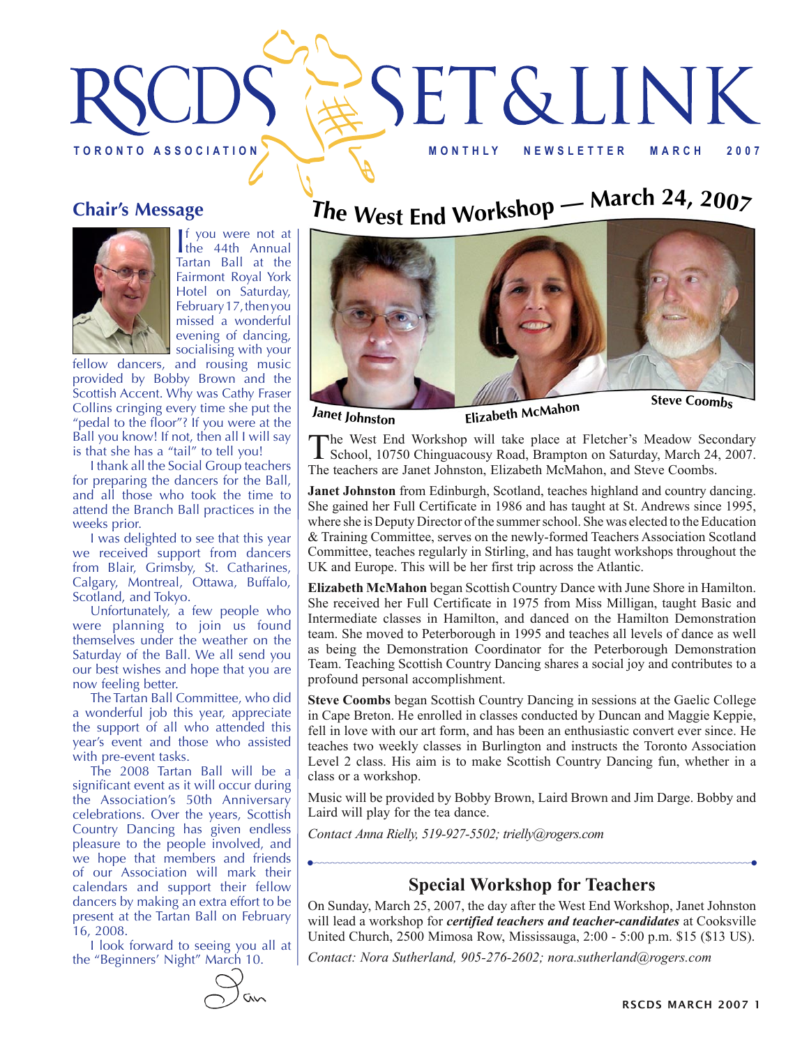# RSCDS SET&LINK

TORONTO ASSOCIATION — MONTHLY NEWSLETTER MARCH 2007

## Chair's Message

If you were not at the 44th Annual Tartan Ball at the Fairmont Royal York Hotel on Saturday, February 17, then you missed a wonderful evening of dancing, socialising with your fellow dancers, and rousing music provided by Bobby Brown and the Scottish Accent. Why was Cathy Fraser Collins cringing every time she put the "pedal to the floor"? If you were at the Ball you know! If not, then all I will say is that she has a "tail" to tell you!

I thank all the Social Group teachers for preparing the dancers for the Ball, and all those who took the time to attend the Branch Ball practices in the weeks prior.

I was delighted to see that this year we received support from dancers from Blair, Grimsby, St. Catharines, Calgary, Montreal, Ottawa, Buffalo, Scotland, and Tokyo.

Unfortunately, a few people who were planning to join us found themselves under the weather on the Saturday of the Ball. We all send you our best wishes and hope that you are now feeling better.

The Tartan Ball Committee, who did a wonderful job this year, appreciate the support of all who attended this year's event and those who assisted with pre-event tasks.

The 2008 Tartan Ball will be a significant event as it will occur during the Association's 50th Anniversary celebrations. Over the years, Scottish Country Dancing has given endless pleasure to the people involved, and we hope that members and friends of our Association will mark their calendars and support their fellow dancers by making an extra effort to be present at the Tartan Ball on February 16, 2008.

I look forward to seeing you all at the "Beginners' Night" March 10.

Ian

## The West End Workshop — March 24, 2007

Janet Johnston — Elizabeth McMahon — Steve Coombs

The West End Workshop will take place at Fletcher's Meadow Secondary School, 10750 Chinguacousy Road, Brampton on Saturday, March 24, 2007. The teachers are Janet Johnston, Elizabeth McMahon, and Steve Coombs.

**Janet Johnston** from Edinburgh, Scotland, teaches highland and country dancing. She gained her Full Certificate in 1986 and has taught at St. Andrews since 1995, where she is Deputy Director of the summer school. She was elected to the Education & Training Committee, serves on the newly-formed Teachers Association Scotland Committee, teaches regularly in Stirling, and has taught workshops throughout the UK and Europe. This will be her first trip across the Atlantic.

**Elizabeth McMahon** began Scottish Country Dance with June Shore in Hamilton. She received her Full Certificate in 1975 from Miss Milligan, taught Basic and Intermediate classes in Hamilton, and danced on the Hamilton Demonstration team. She moved to Peterborough in 1995 and teaches all levels of dance as well as being the Demonstration Coordinator for the Peterborough Demonstration Team. Teaching Scottish Country Dancing shares a social joy and contributes to a profound personal accomplishment.

**Steve Coombs** began Scottish Country Dancing in sessions at the Gaelic College in Cape Breton. He enrolled in classes conducted by Duncan and Maggie Keppie, fell in love with our art form, and has been an enthusiastic convert ever since. He teaches two weekly classes in Burlington and instructs the Toronto Association Level 2 class. His aim is to make Scottish Country Dancing fun, whether in a class or a workshop.

Music will be provided by Bobby Brown, Laird Brown and Jim Darge. Bobby and Laird will play for the tea dance.

*Contact Anna Rielly, 519-927-5502; trielly@rogers.com*

## Special Workshop for Teachers

On Sunday, March 25, 2007, the day after the West End Workshop, Janet Johnston will lead a workshop for ***certified teachers and teacher-candidates*** at Cooksville United Church, 2500 Mimosa Row, Mississauga, 2:00 - 5:00 p.m. $15 ($13 US).

*Contact: Nora Sutherland, 905-276-2602; nora.sutherland@rogers.com*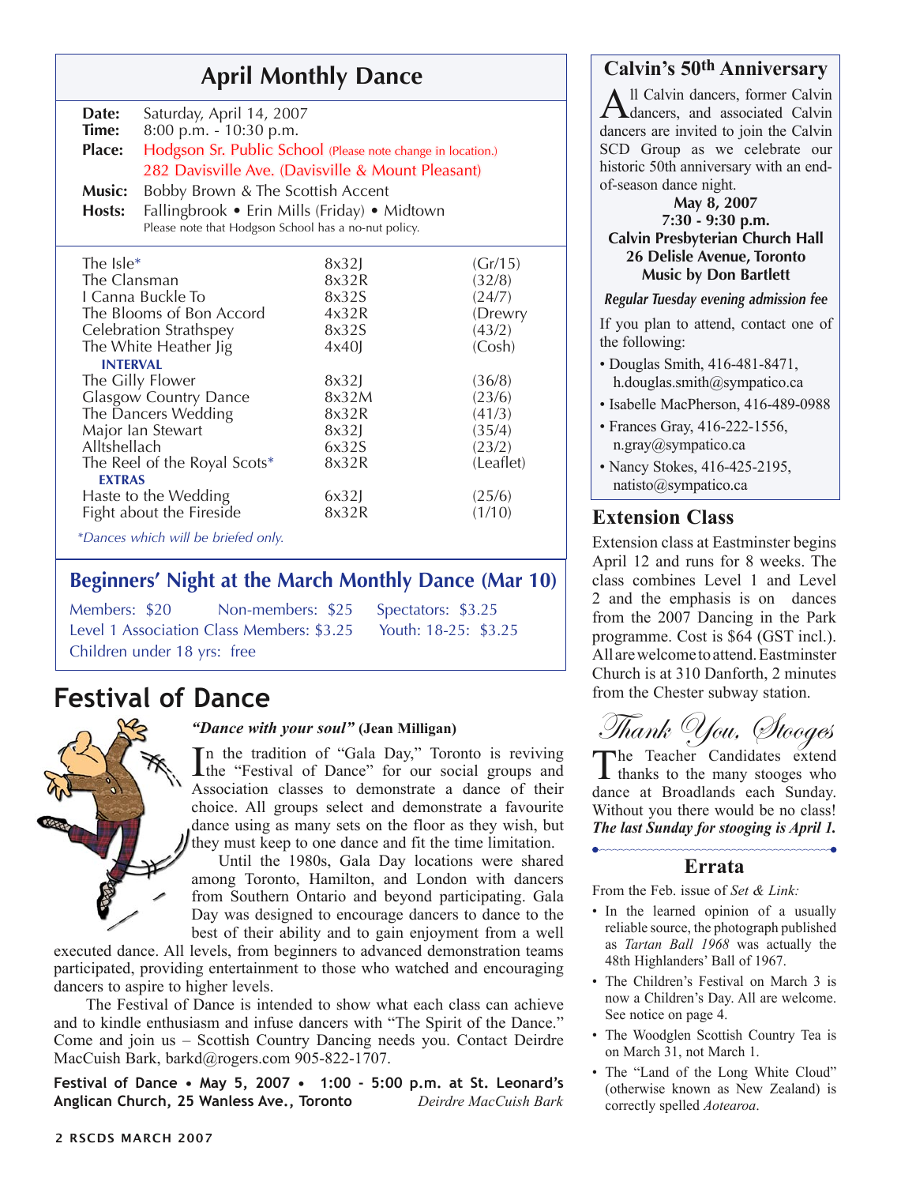## April Monthly Dance

**Date:** Saturday, April 14, 2007
**Time:** 8:00 p.m. - 10:30 p.m.
**Place:** Hodgson Sr. Public School (Please note change in location.)
282 Davisville Ave. (Davisville & Mount Pleasant)
**Music:** Bobby Brown & The Scottish Accent
**Hosts:** Fallingbrook • Erin Mills (Friday) • Midtown
Please note that Hodgson School has a no-nut policy.

| | | |
|---|---|---|
| The Isle* | 8x32J | (Gr/15) |
| The Clansman | 8x32R | (32/8) |
| I Canna Buckle To | 8x32S | (24/7) |
| The Blooms of Bon Accord | 4x32R | (Drewry |
| Celebration Strathspey | 8x32S | (43/2) |
| The White Heather Jig | 4x40J | (Cosh) |
| **INTERVAL** | | |
| The Gilly Flower | 8x32J | (36/8) |
| Glasgow Country Dance | 8x32M | (23/6) |
| The Dancers Wedding | 8x32R | (41/3) |
| Major Ian Stewart | 8x32J | (35/4) |
| Alltshellach | 6x32S | (23/2) |
| The Reel of the Royal Scots* | 8x32R | (Leaflet) |
| **EXTRAS** | | |
| Haste to the Wedding | 6x32J | (25/6) |
| Fight about the Fireside | 8x32R | (1/10) |

*Dances which will be briefed only.

### Beginners' Night at the March Monthly Dance (Mar 10)

Members: $20 Non-members: $25 Spectators: $3.25
Level 1 Association Class Members: $3.25 Youth: 18-25: $3.25
Children under 18 yrs: free

## Festival of Dance

***"Dance with your soul"*** **(Jean Milligan)**

In the tradition of "Gala Day," Toronto is reviving the "Festival of Dance" for our social groups and Association classes to demonstrate a dance of their choice. All groups select and demonstrate a favourite dance using as many sets on the floor as they wish, but they must keep to one dance and fit the time limitation.

Until the 1980s, Gala Day locations were shared among Toronto, Hamilton, and London with dancers from Southern Ontario and beyond participating. Gala Day was designed to encourage dancers to dance to the best of their ability and to gain enjoyment from a well executed dance. All levels, from beginners to advanced demonstration teams participated, providing entertainment to those who watched and encouraging dancers to aspire to higher levels.

The Festival of Dance is intended to show what each class can achieve and to kindle enthusiasm and infuse dancers with "The Spirit of the Dance." Come and join us – Scottish Country Dancing needs you. Contact Deirdre MacCuish Bark, barkd@rogers.com 905-822-1707.

**Festival of Dance • May 5, 2007 • 1:00 - 5:00 p.m. at St. Leonard's Anglican Church, 25 Wanless Ave., Toronto** *Deirdre MacCuish Bark*

## Calvin's 50th Anniversary

All Calvin dancers, former Calvin dancers, and associated Calvin dancers are invited to join the Calvin SCD Group as we celebrate our historic 50th anniversary with an end-of-season dance night.

**May 8, 2007**
**7:30 - 9:30 p.m.**
**Calvin Presbyterian Church Hall**
**26 Delisle Avenue, Toronto**
**Music by Don Bartlett**

***Regular Tuesday evening admission fee***

If you plan to attend, contact one of the following:

- Douglas Smith, 416-481-8471, h.douglas.smith@sympatico.ca
- Isabelle MacPherson, 416-489-0988
- Frances Gray, 416-222-1556, n.gray@sympatico.ca
- Nancy Stokes, 416-425-2195, natisto@sympatico.ca

## Extension Class

Extension class at Eastminster begins April 12 and runs for 8 weeks. The class combines Level 1 and Level 2 and the emphasis is on dances from the 2007 Dancing in the Park programme. Cost is $64 (GST incl.). All are welcome to attend. Eastminster Church is at 310 Danforth, 2 minutes from the Chester subway station.

## *Thank You, Stooges*

The Teacher Candidates extend thanks to the many stooges who dance at Broadlands each Sunday. Without you there would be no class! ***The last Sunday for stooging is April 1.***

## Errata

From the Feb. issue of *Set & Link:*

- In the learned opinion of a usually reliable source, the photograph published as *Tartan Ball 1968* was actually the 48th Highlanders' Ball of 1967.
- The Children's Festival on March 3 is now a Children's Day. All are welcome. See notice on page 4.
- The Woodglen Scottish Country Tea is on March 31, not March 1.
- The "Land of the Long White Cloud" (otherwise known as New Zealand) is correctly spelled *Aotearoa*.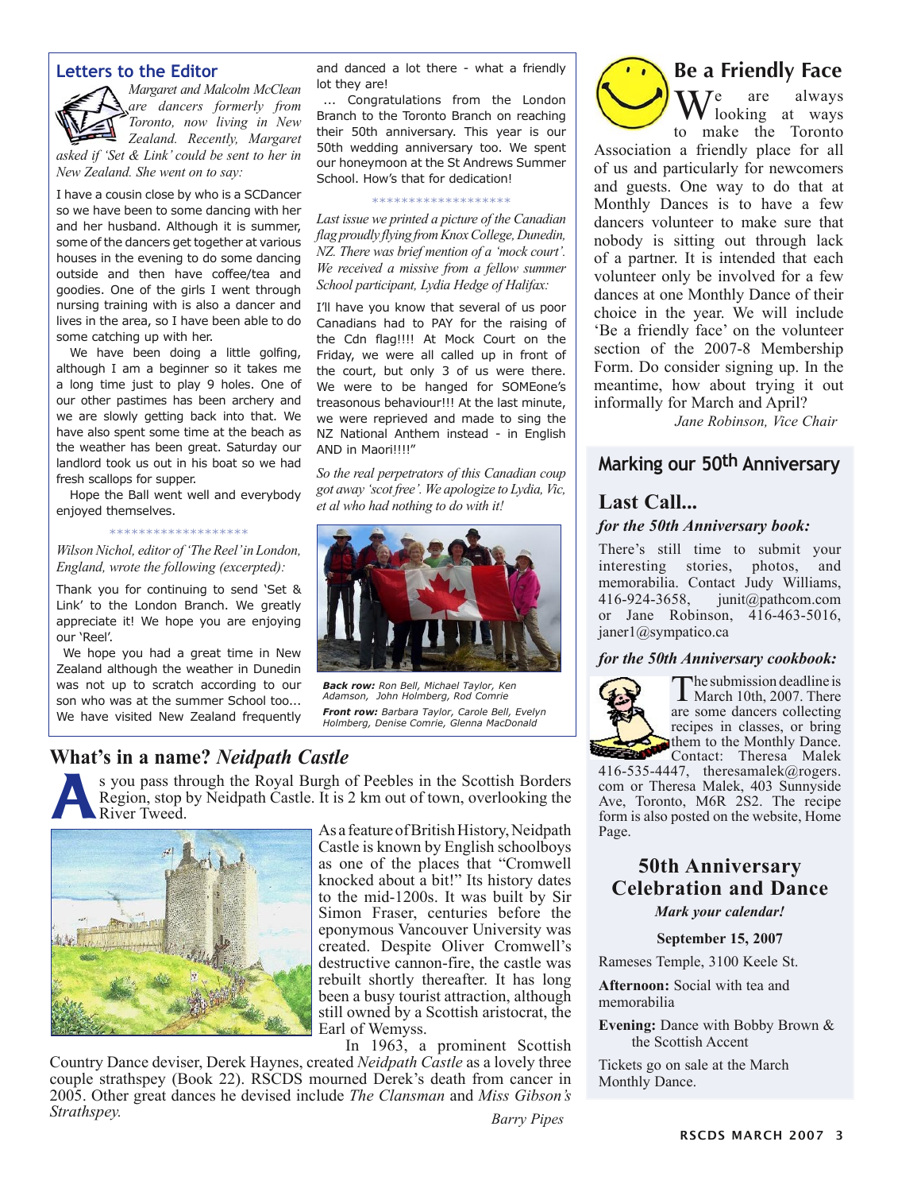## Letters to the Editor

*Margaret and Malcolm McClean are dancers formerly from Toronto, now living in New Zealand. Recently, Margaret asked if 'Set & Link' could be sent to her in New Zealand. She went on to say:*

I have a cousin close by who is a SCDancer so we have been to some dancing with her and her husband. Although it is summer, some of the dancers get together at various houses in the evening to do some dancing outside and then have coffee/tea and goodies. One of the girls I went through nursing training with is also a dancer and lives in the area, so I have been able to do some catching up with her.

We have been doing a little golfing, although I am a beginner so it takes me a long time just to play 9 holes. One of our other pastimes has been archery and we are slowly getting back into that. We have also spent some time at the beach as the weather has been great. Saturday our landlord took us out in his boat so we had fresh scallops for supper.

Hope the Ball went well and everybody enjoyed themselves.

\*\*\*\*\*\*\*\*\*\*\*\*\*\*\*\*\*\*\*

*Wilson Nichol, editor of 'The Reel' in London, England, wrote the following (excerpted):*

Thank you for continuing to send 'Set & Link' to the London Branch. We greatly appreciate it! We hope you are enjoying our 'Reel'.

We hope you had a great time in New Zealand although the weather in Dunedin was not up to scratch according to our son who was at the summer School too... We have visited New Zealand frequently and danced a lot there - what a friendly lot they are!

... Congratulations from the London Branch to the Toronto Branch on reaching their 50th anniversary. This year is our 50th wedding anniversary too. We spent our honeymoon at the St Andrews Summer School. How's that for dedication!

\*\*\*\*\*\*\*\*\*\*\*\*\*\*\*\*\*\*\*

*Last issue we printed a picture of the Canadian flag proudly flying from Knox College, Dunedin, NZ. There was brief mention of a 'mock court'. We received a missive from a fellow summer School participant, Lydia Hedge of Halifax:*

I'll have you know that several of us poor Canadians had to PAY for the raising of the Cdn flag!!!! At Mock Court on the Friday, we were all called up in front of the court, but only 3 of us were there. We were to be hanged for SOMEone's treasonous behaviour!!! At the last minute, we were reprieved and made to sing the NZ National Anthem instead - in English AND in Maori!!!!"

*So the real perpetrators of this Canadian coup got away 'scot free'. We apologize to Lydia, Vic, et al who had nothing to do with it!*

***Back row:*** *Ron Bell, Michael Taylor, Ken Adamson, John Holmberg, Rod Comrie*
***Front row:*** *Barbara Taylor, Carole Bell, Evelyn Holmberg, Denise Comrie, Glenna MacDonald*

## Be a Friendly Face

We are always looking at ways to make the Toronto Association a friendly place for all of us and particularly for newcomers and guests. One way to do that at Monthly Dances is to have a few dancers volunteer to make sure that nobody is sitting out through lack of a partner. It is intended that each volunteer only be involved for a few dances at one Monthly Dance of their choice in the year. We will include 'Be a friendly face' on the volunteer section of the 2007-8 Membership Form. Do consider signing up. In the meantime, how about trying it out informally for March and April?

*Jane Robinson, Vice Chair*

## Marking our 50th Anniversary

### Last Call...

#### *for the 50th Anniversary book:*

There's still time to submit your interesting stories, photos, and memorabilia. Contact Judy Williams, 416-924-3658, junit@pathcom.com or Jane Robinson, 416-463-5016, janer1@sympatico.ca

#### *for the 50th Anniversary cookbook:*

The submission deadline is March 10th, 2007. There are some dancers collecting recipes in classes, or bring them to the Monthly Dance. Contact: Theresa Malek 416-535-4447, theresamalek@rogers.com or Theresa Malek, 403 Sunnyside Ave, Toronto, M6R 2S2. The recipe form is also posted on the website, Home Page.

### 50th Anniversary Celebration and Dance

***Mark your calendar!***

**September 15, 2007**

Rameses Temple, 3100 Keele St.

**Afternoon:** Social with tea and memorabilia

**Evening:** Dance with Bobby Brown & the Scottish Accent

Tickets go on sale at the March Monthly Dance.

## What's in a name? *Neidpath Castle*

As you pass through the Royal Burgh of Peebles in the Scottish Borders Region, stop by Neidpath Castle. It is 2 km out of town, overlooking the River Tweed.

As a feature of British History, Neidpath Castle is known by English schoolboys as one of the places that "Cromwell knocked about a bit!" Its history dates to the mid-1200s. It was built by Sir Simon Fraser, centuries before the eponymous Vancouver University was created. Despite Oliver Cromwell's destructive cannon-fire, the castle was rebuilt shortly thereafter. It has long been a busy tourist attraction, although still owned by a Scottish aristocrat, the Earl of Wemyss.

In 1963, a prominent Scottish Country Dance deviser, Derek Haynes, created *Neidpath Castle* as a lovely three couple strathspey (Book 22). RSCDS mourned Derek's death from cancer in 2005. Other great dances he devised include *The Clansman* and *Miss Gibson's Strathspey.*

*Barry Pipes*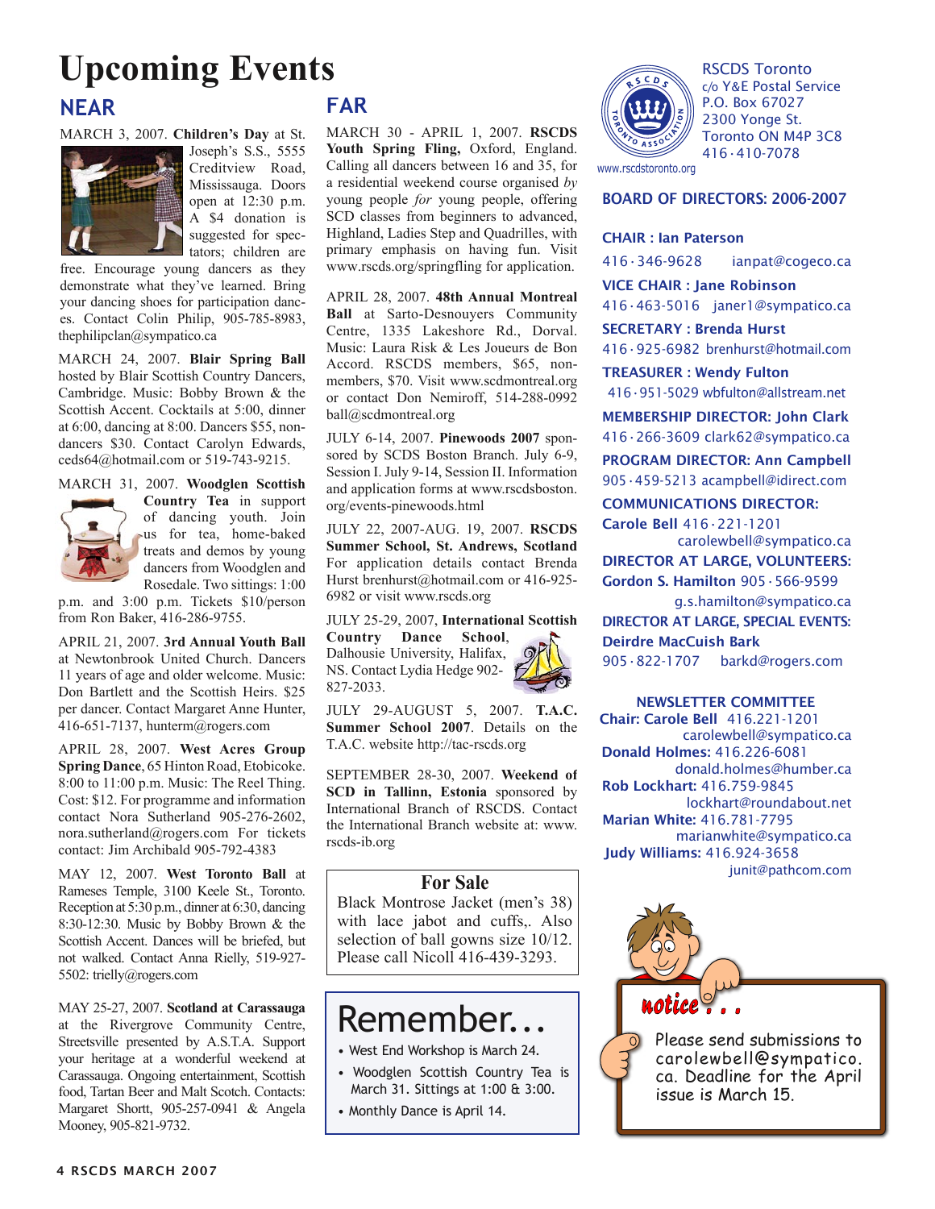# Upcoming Events

## NEAR

MARCH 3, 2007. **Children's Day** at St. Joseph's S.S., 5555 Creditview Road, Mississauga. Doors open at 12:30 p.m. A $4 donation is suggested for spectators; children are free. Encourage young dancers as they demonstrate what they've learned. Bring your dancing shoes for participation dances. Contact Colin Philip, 905-785-8983, thephilipclan@sympatico.ca

MARCH 24, 2007. **Blair Spring Ball** hosted by Blair Scottish Country Dancers, Cambridge. Music: Bobby Brown & the Scottish Accent. Cocktails at 5:00, dinner at 6:00, dancing at 8:00. Dancers $55, non-dancers $30. Contact Carolyn Edwards, ceds64@hotmail.com or 519-743-9215.

MARCH 31, 2007. **Woodglen Scottish Country Tea** in support of dancing youth. Join us for tea, home-baked treats and demos by young dancers from Woodglen and Rosedale. Two sittings: 1:00 p.m. and 3:00 p.m. Tickets $10/person from Ron Baker, 416-286-9755.

APRIL 21, 2007. **3rd Annual Youth Ball** at Newtonbrook United Church. Dancers 11 years of age and older welcome. Music: Don Bartlett and the Scottish Heirs. $25 per dancer. Contact Margaret Anne Hunter, 416-651-7137, hunterm@rogers.com

APRIL 28, 2007. **West Acres Group Spring Dance**, 65 Hinton Road, Etobicoke. 8:00 to 11:00 p.m. Music: The Reel Thing. Cost: $12. For programme and information contact Nora Sutherland 905-276-2602, nora.sutherland@rogers.com For tickets contact: Jim Archibald 905-792-4383

MAY 12, 2007. **West Toronto Ball** at Rameses Temple, 3100 Keele St., Toronto. Reception at 5:30 p.m., dinner at 6:30, dancing 8:30-12:30. Music by Bobby Brown & the Scottish Accent. Dances will be briefed, but not walked. Contact Anna Rielly, 519-927-5502: trielly@rogers.com

MAY 25-27, 2007. **Scotland at Carassauga** at the Rivergrove Community Centre, Streetsville presented by A.S.T.A. Support your heritage at a wonderful weekend at Carassauga. Ongoing entertainment, Scottish food, Tartan Beer and Malt Scotch. Contacts: Margaret Shortt, 905-257-0941 & Angela Mooney, 905-821-9732.

## FAR

MARCH 30 - APRIL 1, 2007. **RSCDS Youth Spring Fling,** Oxford, England. Calling all dancers between 16 and 35, for a residential weekend course organised *by* young people *for* young people, offering SCD classes from beginners to advanced, Highland, Ladies Step and Quadrilles, with primary emphasis on having fun. Visit www.rscds.org/springfling for application.

APRIL 28, 2007. **48th Annual Montreal Ball** at Sarto-Desnouyers Community Centre, 1335 Lakeshore Rd., Dorval. Music: Laura Risk & Les Joueurs de Bon Accord. RSCDS members, $65, non-members, $70. Visit www.scdmontreal.org or contact Don Nemiroff, 514-288-0992 ball@scdmontreal.org

JULY 6-14, 2007. **Pinewoods 2007** sponsored by SCDS Boston Branch. July 6-9, Session I. July 9-14, Session II. Information and application forms at www.rscdsboston.org/events-pinewoods.html

JULY 22, 2007-AUG. 19, 2007. **RSCDS Summer School, St. Andrews, Scotland** For application details contact Brenda Hurst brenhurst@hotmail.com or 416-925-6982 or visit www.rscds.org

JULY 25-29, 2007, **International Scottish Country Dance School**, Dalhousie University, Halifax, NS. Contact Lydia Hedge 902-827-2033.

JULY 29-AUGUST 5, 2007. **T.A.C. Summer School 2007**. Details on the T.A.C. website http://tac-rscds.org

SEPTEMBER 28-30, 2007. **Weekend of SCD in Tallinn, Estonia** sponsored by International Branch of RSCDS. Contact the International Branch website at: www.rscds-ib.org

### For Sale

Black Montrose Jacket (men's 38) with lace jabot and cuffs,. Also selection of ball gowns size 10/12. Please call Nicoll 416-439-3293.

### Remember...

- West End Workshop is March 24.
- Woodglen Scottish Country Tea is March 31. Sittings at 1:00 & 3:00.
- Monthly Dance is April 14.

RSCDS Toronto
c/o Y&E Postal Service
P.O. Box 67027
2300 Yonge St.
Toronto ON M4P 3C8
416·410-7078
www.rscdstoronto.org

### BOARD OF DIRECTORS: 2006-2007

**CHAIR : Ian Paterson**
416·346-9628 ianpat@cogeco.ca

**VICE CHAIR : Jane Robinson**
416·463-5016 janer1@sympatico.ca

**SECRETARY : Brenda Hurst**
416·925-6982 brenhurst@hotmail.com

**TREASURER : Wendy Fulton**
416·951-5029 wbfulton@allstream.net

**MEMBERSHIP DIRECTOR: John Clark**
416·266-3609 clark62@sympatico.ca

**PROGRAM DIRECTOR: Ann Campbell**
905·459-5213 acampbell@idirect.com

**COMMUNICATIONS DIRECTOR: Carole Bell** 416·221-1201
carolewbell@sympatico.ca

**DIRECTOR AT LARGE, VOLUNTEERS: Gordon S. Hamilton** 905·566-9599
g.s.hamilton@sympatico.ca

**DIRECTOR AT LARGE, SPECIAL EVENTS: Deirdre MacCuish Bark**
905·822-1707 barkd@rogers.com

### NEWSLETTER COMMITTEE

**Chair: Carole Bell** 416.221-1201
carolewbell@sympatico.ca
**Donald Holmes:** 416.226-6081
donald.holmes@humber.ca
**Rob Lockhart:** 416.759-9845
lockhart@roundabout.net
**Marian White:** 416.781-7795
marianwhite@sympatico.ca
**Judy Williams:** 416.924-3658
junit@pathcom.com

**notice . . .**

Please send submissions to carolewbell@sympatico.ca. Deadline for the April issue is March 15.